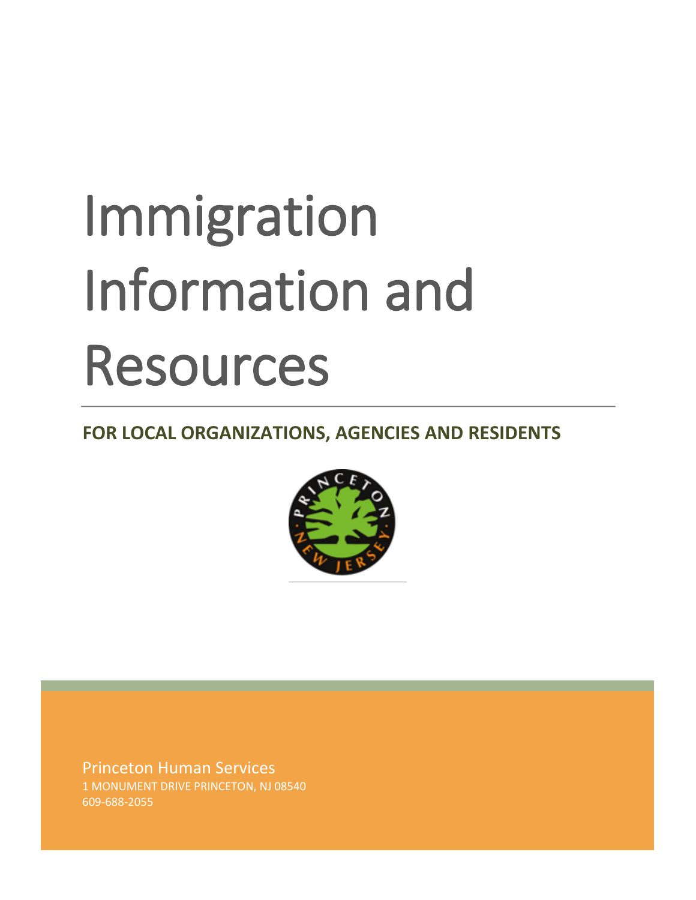# Immigration Information and Resources

## FOR LOCAL ORGANIZATIONS, AGENCIES AND RESIDENTS

Princeton Human Services
1 MONUMENT DRIVE PRINCETON, NJ 08540
609-688-2055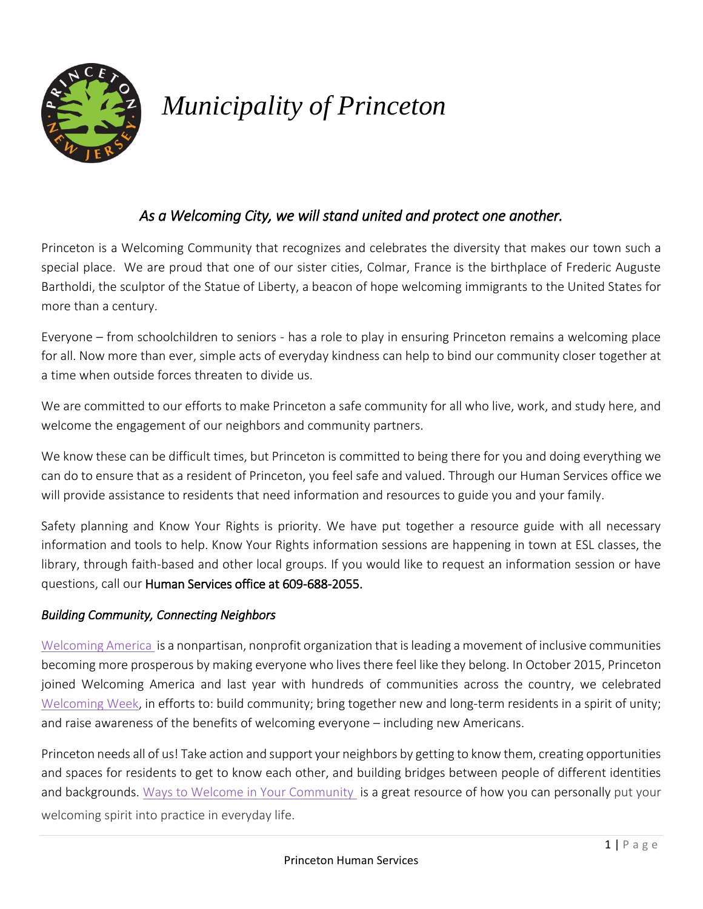# *Municipality of Princeton*

## *As a Welcoming City, we will stand united and protect one another.*

Princeton is a Welcoming Community that recognizes and celebrates the diversity that makes our town such a special place. We are proud that one of our sister cities, Colmar, France is the birthplace of Frederic Auguste Bartholdi, the sculptor of the Statue of Liberty, a beacon of hope welcoming immigrants to the United States for more than a century.

Everyone – from schoolchildren to seniors - has a role to play in ensuring Princeton remains a welcoming place for all. Now more than ever, simple acts of everyday kindness can help to bind our community closer together at a time when outside forces threaten to divide us.

We are committed to our efforts to make Princeton a safe community for all who live, work, and study here, and welcome the engagement of our neighbors and community partners.

We know these can be difficult times, but Princeton is committed to being there for you and doing everything we can do to ensure that as a resident of Princeton, you feel safe and valued. Through our Human Services office we will provide assistance to residents that need information and resources to guide you and your family.

Safety planning and Know Your Rights is priority. We have put together a resource guide with all necessary information and tools to help. Know Your Rights information sessions are happening in town at ESL classes, the library, through faith-based and other local groups. If you would like to request an information session or have questions, call our Human Services office at 609-688-2055.

### *Building Community, Connecting Neighbors*

Welcoming America is a nonpartisan, nonprofit organization that is leading a movement of inclusive communities becoming more prosperous by making everyone who lives there feel like they belong. In October 2015, Princeton joined Welcoming America and last year with hundreds of communities across the country, we celebrated Welcoming Week, in efforts to: build community; bring together new and long-term residents in a spirit of unity; and raise awareness of the benefits of welcoming everyone – including new Americans.

Princeton needs all of us! Take action and support your neighbors by getting to know them, creating opportunities and spaces for residents to get to know each other, and building bridges between people of different identities and backgrounds. Ways to Welcome in Your Community is a great resource of how you can personally put your welcoming spirit into practice in everyday life.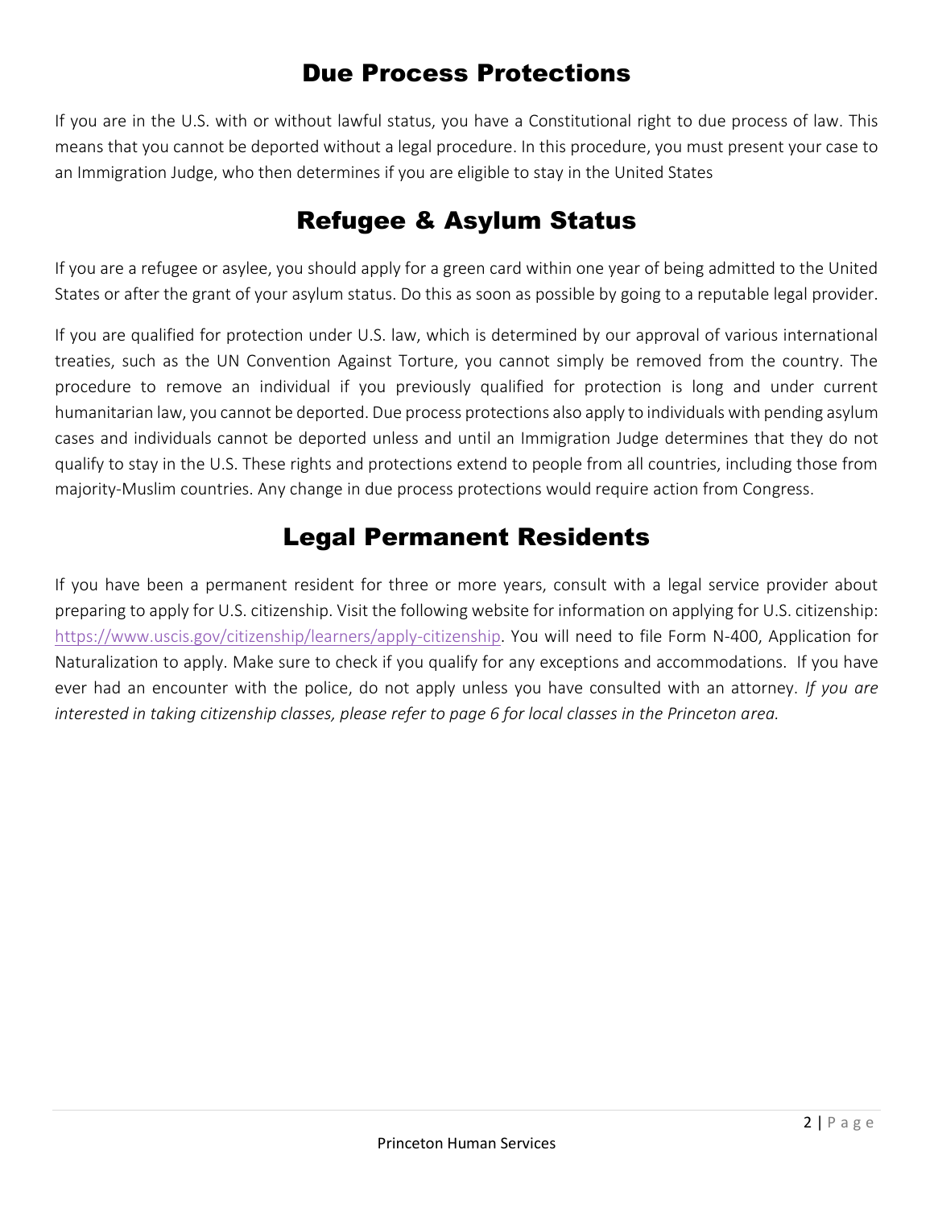## Due Process Protections

If you are in the U.S. with or without lawful status, you have a Constitutional right to due process of law. This means that you cannot be deported without a legal procedure. In this procedure, you must present your case to an Immigration Judge, who then determines if you are eligible to stay in the United States

## Refugee & Asylum Status

If you are a refugee or asylee, you should apply for a green card within one year of being admitted to the United States or after the grant of your asylum status. Do this as soon as possible by going to a reputable legal provider.

If you are qualified for protection under U.S. law, which is determined by our approval of various international treaties, such as the UN Convention Against Torture, you cannot simply be removed from the country. The procedure to remove an individual if you previously qualified for protection is long and under current humanitarian law, you cannot be deported. Due process protections also apply to individuals with pending asylum cases and individuals cannot be deported unless and until an Immigration Judge determines that they do not qualify to stay in the U.S. These rights and protections extend to people from all countries, including those from majority-Muslim countries. Any change in due process protections would require action from Congress.

## Legal Permanent Residents

If you have been a permanent resident for three or more years, consult with a legal service provider about preparing to apply for U.S. citizenship. Visit the following website for information on applying for U.S. citizenship: https://www.uscis.gov/citizenship/learners/apply-citizenship. You will need to file Form N-400, Application for Naturalization to apply. Make sure to check if you qualify for any exceptions and accommodations. If you have ever had an encounter with the police, do not apply unless you have consulted with an attorney. *If you are interested in taking citizenship classes, please refer to page 6 for local classes in the Princeton area.*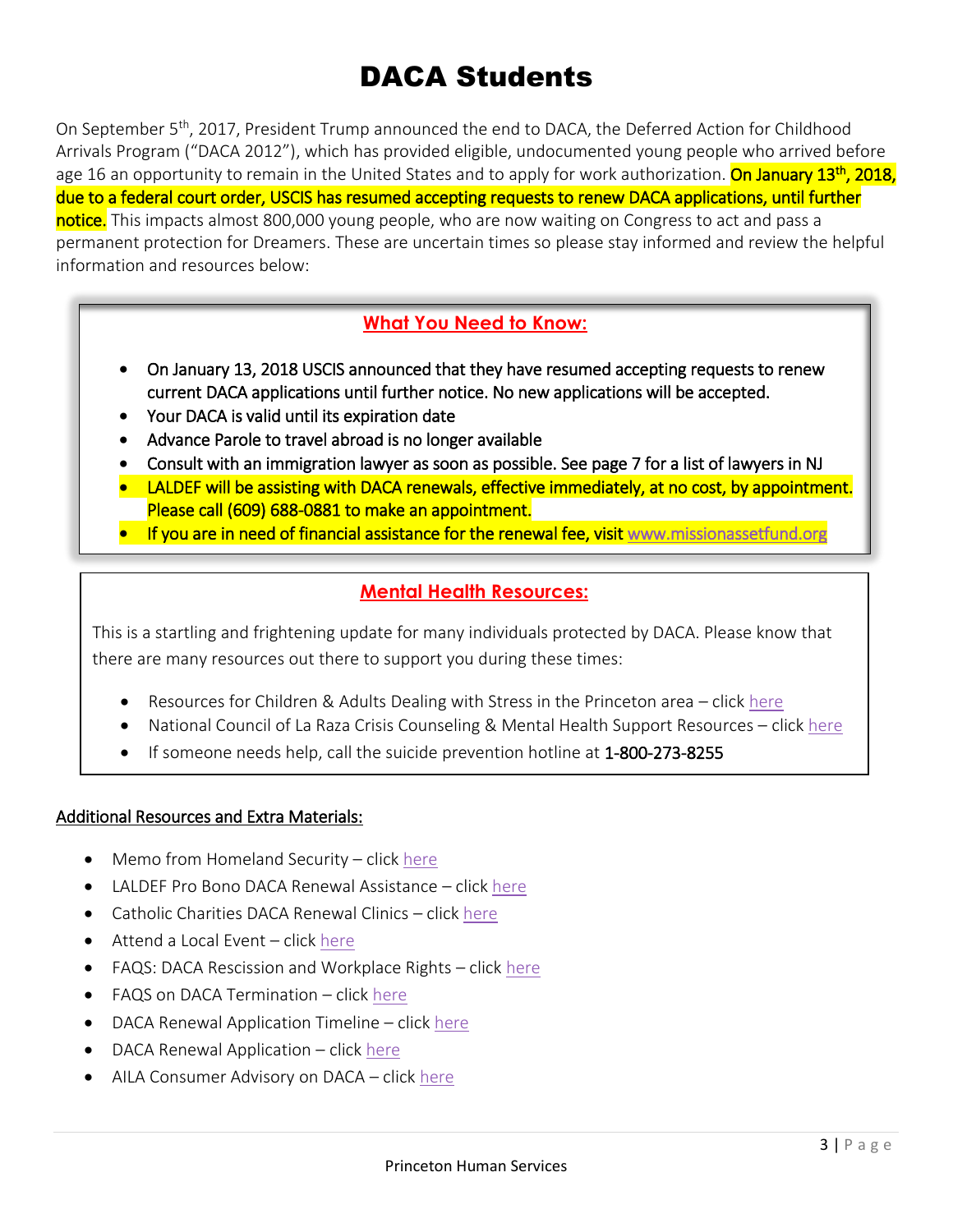# DACA Students

On September 5th, 2017, President Trump announced the end to DACA, the Deferred Action for Childhood Arrivals Program ("DACA 2012"), which has provided eligible, undocumented young people who arrived before age 16 an opportunity to remain in the United States and to apply for work authorization. On January 13th, 2018, due to a federal court order, USCIS has resumed accepting requests to renew DACA applications, until further notice. This impacts almost 800,000 young people, who are now waiting on Congress to act and pass a permanent protection for Dreamers. These are uncertain times so please stay informed and review the helpful information and resources below:

## What You Need to Know:

- On January 13, 2018 USCIS announced that they have resumed accepting requests to renew current DACA applications until further notice. No new applications will be accepted.
- Your DACA is valid until its expiration date
- Advance Parole to travel abroad is no longer available
- Consult with an immigration lawyer as soon as possible. See page 7 for a list of lawyers in NJ
- LALDEF will be assisting with DACA renewals, effective immediately, at no cost, by appointment. Please call (609) 688-0881 to make an appointment.
- If you are in need of financial assistance for the renewal fee, visit www.missionassetfund.org

## Mental Health Resources:

This is a startling and frightening update for many individuals protected by DACA. Please know that there are many resources out there to support you during these times:

- Resources for Children & Adults Dealing with Stress in the Princeton area – click here
- National Council of La Raza Crisis Counseling & Mental Health Support Resources – click here
- If someone needs help, call the suicide prevention hotline at 1-800-273-8255

## Additional Resources and Extra Materials:

- Memo from Homeland Security – click here
- LALDEF Pro Bono DACA Renewal Assistance – click here
- Catholic Charities DACA Renewal Clinics – click here
- Attend a Local Event – click here
- FAQS: DACA Rescission and Workplace Rights – click here
- FAQS on DACA Termination – click here
- DACA Renewal Application Timeline – click here
- DACA Renewal Application – click here
- AILA Consumer Advisory on DACA – click here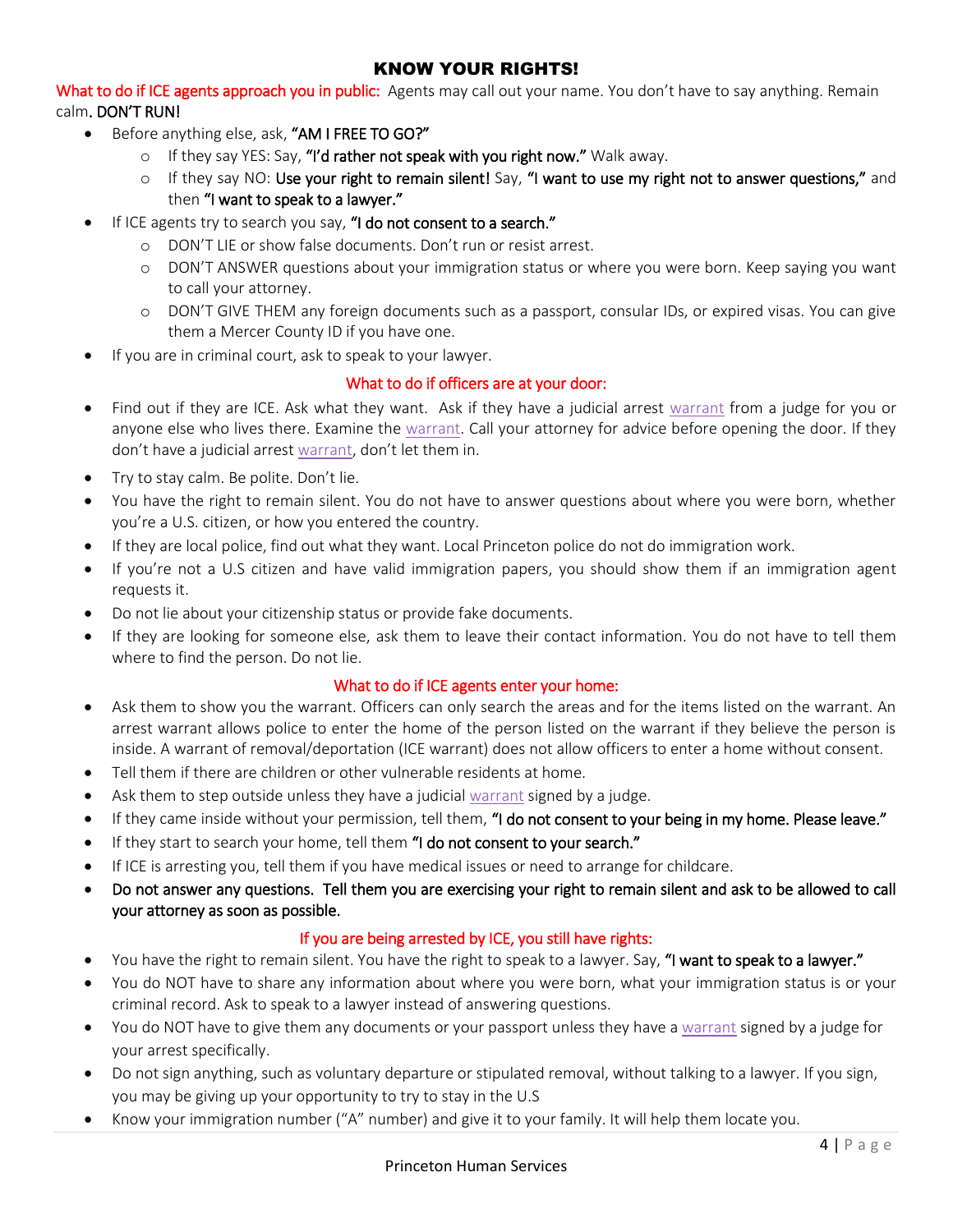# KNOW YOUR RIGHTS!

**What to do if ICE agents approach you in public:** Agents may call out your name. You don't have to say anything. Remain calm**. DON'T RUN!**

- Before anything else, ask, **"AM I FREE TO GO?"**
  - If they say YES: Say, **"I'd rather not speak with you right now."** Walk away.
  - If they say NO: **Use your right to remain silent!** Say, **"I want to use my right not to answer questions,"** and then **"I want to speak to a lawyer."**
- If ICE agents try to search you say, **"I do not consent to a search."**
  - DON'T LIE or show false documents. Don't run or resist arrest.
  - DON'T ANSWER questions about your immigration status or where you were born. Keep saying you want to call your attorney.
  - DON'T GIVE THEM any foreign documents such as a passport, consular IDs, or expired visas. You can give them a Mercer County ID if you have one.
- If you are in criminal court, ask to speak to your lawyer.

## What to do if officers are at your door:

- Find out if they are ICE. Ask what they want. Ask if they have a judicial arrest warrant from a judge for you or anyone else who lives there. Examine the warrant. Call your attorney for advice before opening the door. If they don't have a judicial arrest warrant, don't let them in.
- Try to stay calm. Be polite. Don't lie.
- You have the right to remain silent. You do not have to answer questions about where you were born, whether you're a U.S. citizen, or how you entered the country.
- If they are local police, find out what they want. Local Princeton police do not do immigration work.
- If you're not a U.S citizen and have valid immigration papers, you should show them if an immigration agent requests it.
- Do not lie about your citizenship status or provide fake documents.
- If they are looking for someone else, ask them to leave their contact information. You do not have to tell them where to find the person. Do not lie.

## What to do if ICE agents enter your home:

- Ask them to show you the warrant. Officers can only search the areas and for the items listed on the warrant. An arrest warrant allows police to enter the home of the person listed on the warrant if they believe the person is inside. A warrant of removal/deportation (ICE warrant) does not allow officers to enter a home without consent.
- Tell them if there are children or other vulnerable residents at home.
- Ask them to step outside unless they have a judicial warrant signed by a judge.
- If they came inside without your permission, tell them, **"I do not consent to your being in my home. Please leave."**
- If they start to search your home, tell them **"I do not consent to your search."**
- If ICE is arresting you, tell them if you have medical issues or need to arrange for childcare.
- **Do not answer any questions. Tell them you are exercising your right to remain silent and ask to be allowed to call your attorney as soon as possible.**

## If you are being arrested by ICE, you still have rights:

- You have the right to remain silent. You have the right to speak to a lawyer. Say, **"I want to speak to a lawyer."**
- You do NOT have to share any information about where you were born, what your immigration status is or your criminal record. Ask to speak to a lawyer instead of answering questions.
- You do NOT have to give them any documents or your passport unless they have a warrant signed by a judge for your arrest specifically.
- Do not sign anything, such as voluntary departure or stipulated removal, without talking to a lawyer. If you sign, you may be giving up your opportunity to try to stay in the U.S
- Know your immigration number ("A" number) and give it to your family. It will help them locate you.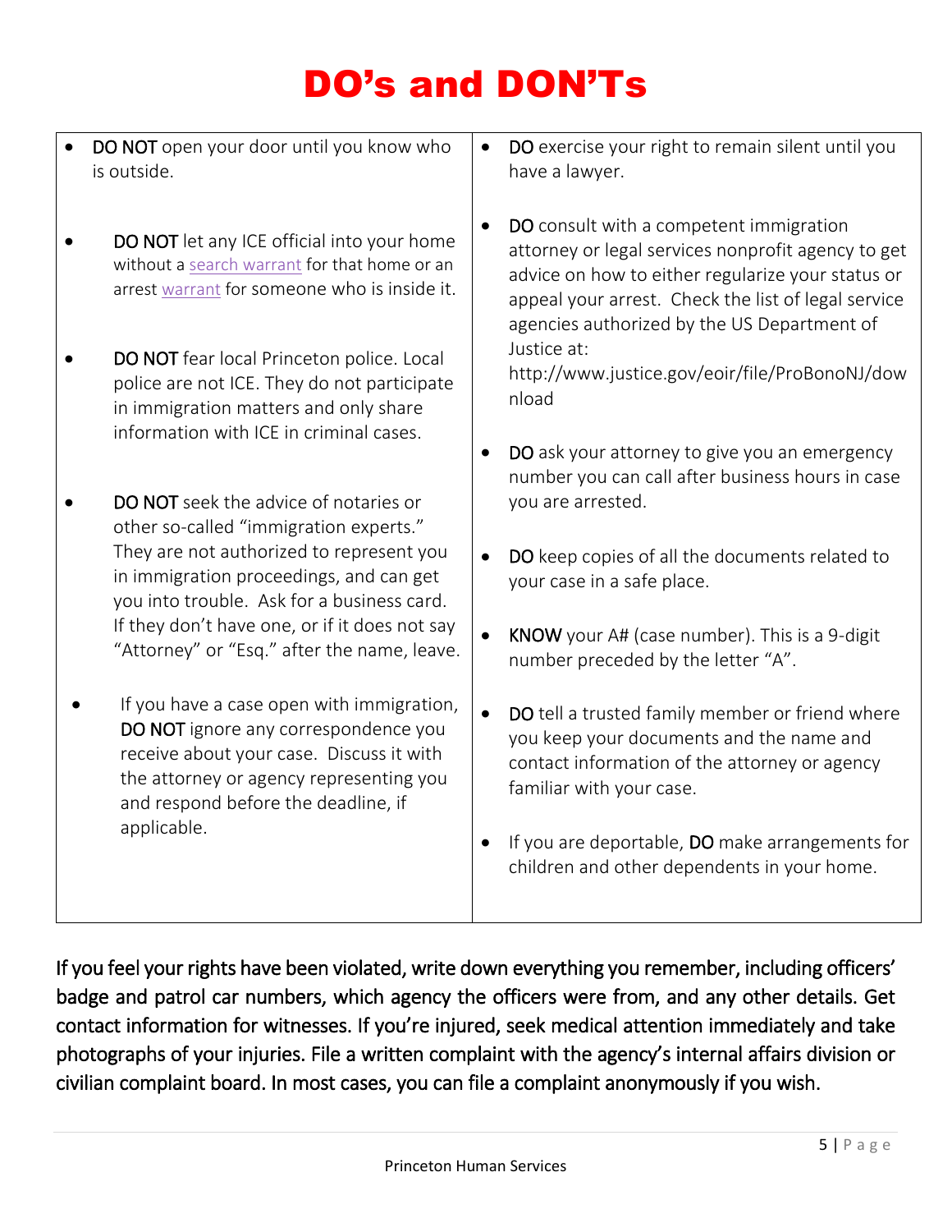# DO's and DON'Ts

- **DO NOT** open your door until you know who is outside.
- **DO NOT** let any ICE official into your home without a search warrant for that home or an arrest warrant for someone who is inside it.
- **DO NOT** fear local Princeton police. Local police are not ICE. They do not participate in immigration matters and only share information with ICE in criminal cases.
- **DO NOT** seek the advice of notaries or other so-called "immigration experts." They are not authorized to represent you in immigration proceedings, and can get you into trouble. Ask for a business card. If they don't have one, or if it does not say "Attorney" or "Esq." after the name, leave.
- If you have a case open with immigration, **DO NOT** ignore any correspondence you receive about your case. Discuss it with the attorney or agency representing you and respond before the deadline, if applicable.

- **DO** exercise your right to remain silent until you have a lawyer.
- **DO** consult with a competent immigration attorney or legal services nonprofit agency to get advice on how to either regularize your status or appeal your arrest. Check the list of legal service agencies authorized by the US Department of Justice at: http://www.justice.gov/eoir/file/ProBonoNJ/download
- **DO** ask your attorney to give you an emergency number you can call after business hours in case you are arrested.
- **DO** keep copies of all the documents related to your case in a safe place.
- **KNOW** your A# (case number). This is a 9-digit number preceded by the letter "A".
- **DO** tell a trusted family member or friend where you keep your documents and the name and contact information of the attorney or agency familiar with your case.
- If you are deportable, **DO** make arrangements for children and other dependents in your home.

If you feel your rights have been violated, write down everything you remember, including officers' badge and patrol car numbers, which agency the officers were from, and any other details. Get contact information for witnesses. If you're injured, seek medical attention immediately and take photographs of your injuries. File a written complaint with the agency's internal affairs division or civilian complaint board. In most cases, you can file a complaint anonymously if you wish.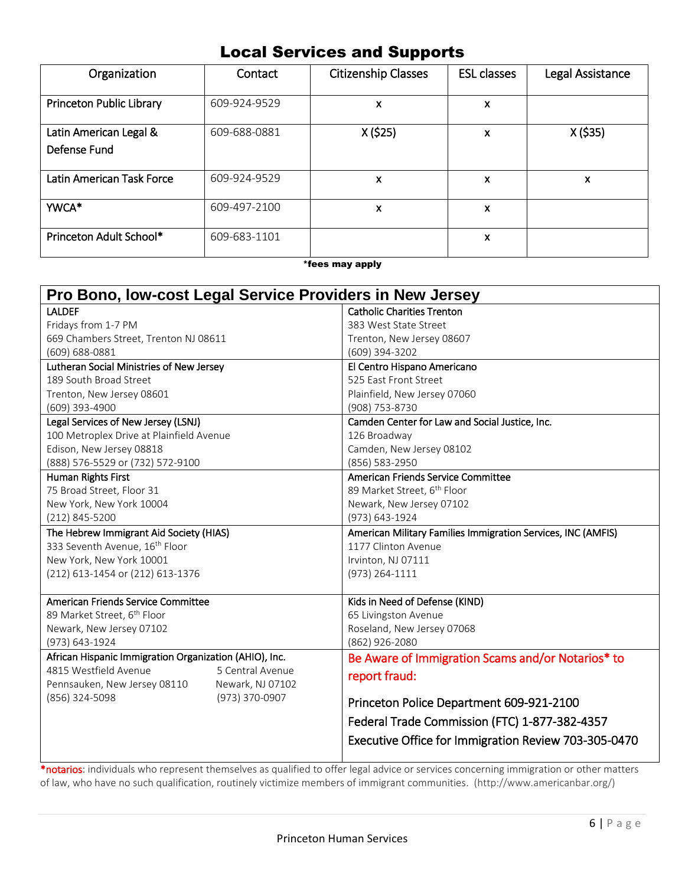# Local Services and Supports

| Organization | Contact | Citizenship Classes | ESL classes | Legal Assistance |
|---|---|---|---|---|
| Princeton Public Library | 609-924-9529 | x | x | |
| Latin American Legal & Defense Fund | 609-688-0881 | X ($25) | x | X ($35) |
| Latin American Task Force | 609-924-9529 | x | x | x |
| YWCA* | 609-497-2100 | x | x | |
| Princeton Adult School* | 609-683-1101 | | x | |

**\*fees may apply**

## Pro Bono, low-cost Legal Service Providers in New Jersey

| | |
|---|---|
| LALDEF<br>Fridays from 1-7 PM<br>669 Chambers Street, Trenton NJ 08611<br>(609) 688-0881 | Catholic Charities Trenton<br>383 West State Street<br>Trenton, New Jersey 08607<br>(609) 394-3202 |
| Lutheran Social Ministries of New Jersey<br>189 South Broad Street<br>Trenton, New Jersey 08601<br>(609) 393-4900 | El Centro Hispano Americano<br>525 East Front Street<br>Plainfield, New Jersey 07060<br>(908) 753-8730 |
| Legal Services of New Jersey (LSNJ)<br>100 Metroplex Drive at Plainfield Avenue<br>Edison, New Jersey 08818<br>(888) 576-5529 or (732) 572-9100 | Camden Center for Law and Social Justice, Inc.<br>126 Broadway<br>Camden, New Jersey 08102<br>(856) 583-2950 |
| Human Rights First<br>75 Broad Street, Floor 31<br>New York, New York 10004<br>(212) 845-5200 | American Friends Service Committee<br>89 Market Street, 6th Floor<br>Newark, New Jersey 07102<br>(973) 643-1924 |
| The Hebrew Immigrant Aid Society (HIAS)<br>333 Seventh Avenue, 16th Floor<br>New York, New York 10001<br>(212) 613-1454 or (212) 613-1376 | American Military Families Immigration Services, INC (AMFIS)<br>1177 Clinton Avenue<br>Irvinton, NJ 07111<br>(973) 264-1111 |
| American Friends Service Committee<br>89 Market Street, 6th Floor<br>Newark, New Jersey 07102<br>(973) 643-1924 | Kids in Need of Defense (KIND)<br>65 Livingston Avenue<br>Roseland, New Jersey 07068<br>(862) 926-2080 |
| African Hispanic Immigration Organization (AHIO), Inc.<br>4815 Westfield Avenue, Pennsauken, New Jersey 08110, (856) 324-5098<br>5 Central Avenue, Newark, NJ 07102, (973) 370-0907 | Be Aware of Immigration Scams and/or Notarios* to report fraud:<br>Princeton Police Department 609-921-2100<br>Federal Trade Commission (FTC) 1-877-382-4357<br>Executive Office for Immigration Review 703-305-0470 |

*notarios: individuals who represent themselves as qualified to offer legal advice or services concerning immigration or other matters of law, who have no such qualification, routinely victimize members of immigrant communities. (http://www.americanbar.org/)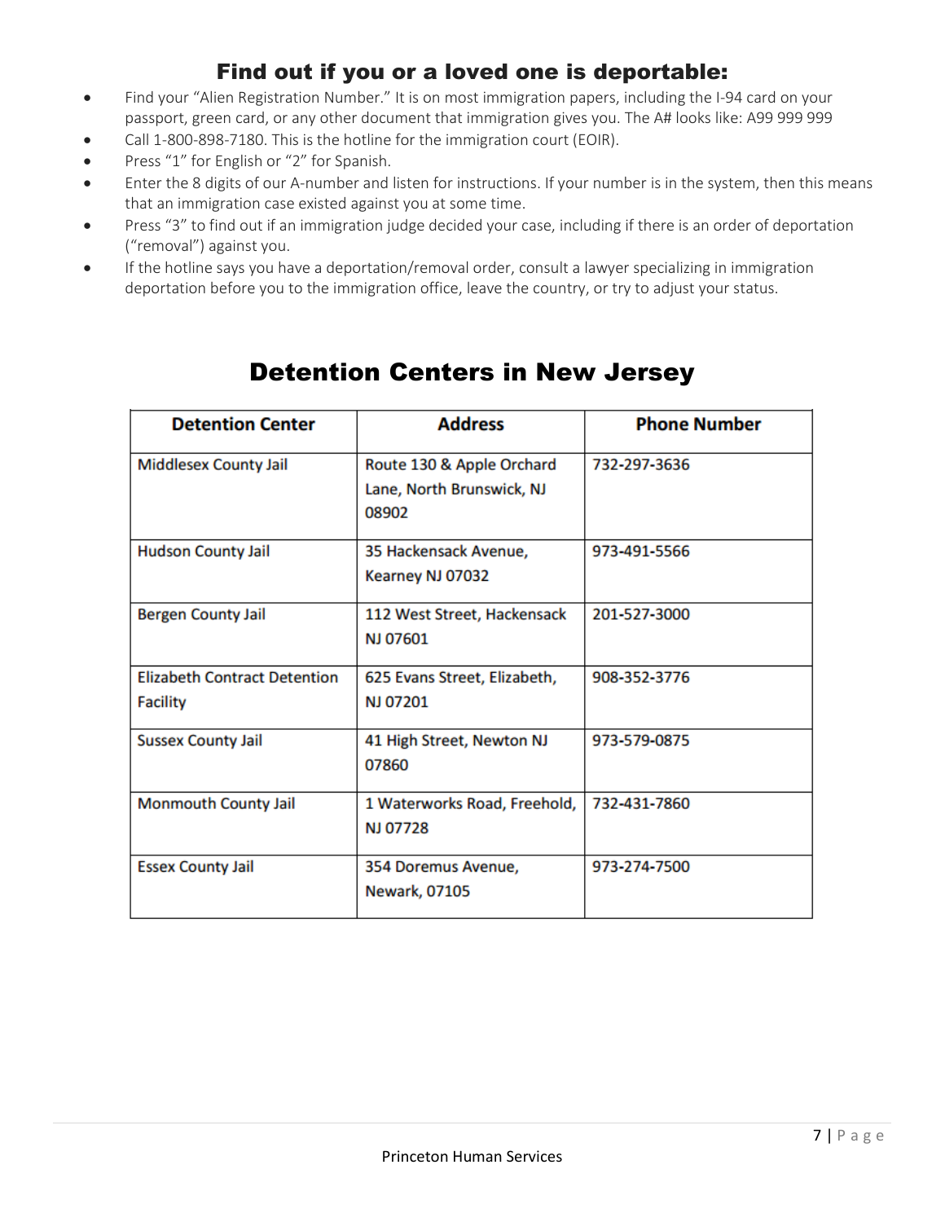## Find out if you or a loved one is deportable:

- Find your "Alien Registration Number." It is on most immigration papers, including the I-94 card on your passport, green card, or any other document that immigration gives you. The A# looks like: A99 999 999
- Call 1-800-898-7180. This is the hotline for the immigration court (EOIR).
- Press "1" for English or "2" for Spanish.
- Enter the 8 digits of our A-number and listen for instructions. If your number is in the system, then this means that an immigration case existed against you at some time.
- Press "3" to find out if an immigration judge decided your case, including if there is an order of deportation ("removal") against you.
- If the hotline says you have a deportation/removal order, consult a lawyer specializing in immigration deportation before you to the immigration office, leave the country, or try to adjust your status.

## Detention Centers in New Jersey

| Detention Center | Address | Phone Number |
| --- | --- | --- |
| Middlesex County Jail | Route 130 & Apple Orchard Lane, North Brunswick, NJ 08902 | 732-297-3636 |
| Hudson County Jail | 35 Hackensack Avenue, Kearney NJ 07032 | 973-491-5566 |
| Bergen County Jail | 112 West Street, Hackensack NJ 07601 | 201-527-3000 |
| Elizabeth Contract Detention Facility | 625 Evans Street, Elizabeth, NJ 07201 | 908-352-3776 |
| Sussex County Jail | 41 High Street, Newton NJ 07860 | 973-579-0875 |
| Monmouth County Jail | 1 Waterworks Road, Freehold, NJ 07728 | 732-431-7860 |
| Essex County Jail | 354 Doremus Avenue, Newark, 07105 | 973-274-7500 |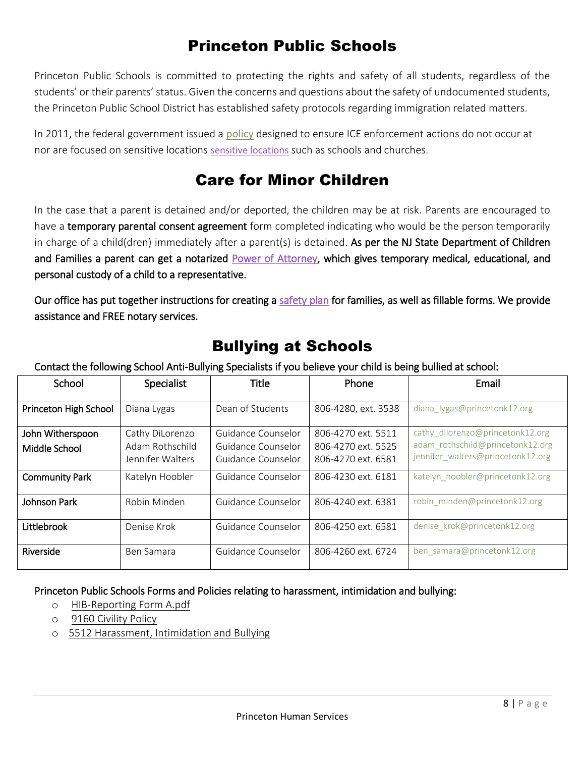# Princeton Public Schools

Princeton Public Schools is committed to protecting the rights and safety of all students, regardless of the students' or their parents' status. Given the concerns and questions about the safety of undocumented students, the Princeton Public School District has established safety protocols regarding immigration related matters.

In 2011, the federal government issued a policy designed to ensure ICE enforcement actions do not occur at nor are focused on sensitive locations sensitive locations such as schools and churches.

# Care for Minor Children

In the case that a parent is detained and/or deported, the children may be at risk. Parents are encouraged to have a **temporary parental consent agreement** form completed indicating who would be the person temporarily in charge of a child(dren) immediately after a parent(s) is detained. **As per the NJ State Department of Children and Families a parent can get a notarized Power of Attorney, which gives temporary medical, educational, and personal custody of a child to a representative.**

**Our office has put together instructions for creating a safety plan for families, as well as fillable forms. We provide assistance and FREE notary services.**

# Bullying at Schools

Contact the following School Anti-Bullying Specialists if you believe your child is being bullied at school:

| School | Specialist | Title | Phone | Email |
|---|---|---|---|---|
| Princeton High School | Diana Lygas | Dean of Students | 806-4280, ext. 3538 | diana_lygas@princetonk12.org |
| John Witherspoon Middle School | Cathy DiLorenzo<br>Adam Rothschild<br>Jennifer Walters | Guidance Counselor<br>Guidance Counselor<br>Guidance Counselor | 806-4270 ext. 5511<br>806-4270 ext. 5525<br>806-4270 ext. 6581 | cathy_dilorenzo@princetonk12.org<br>adam_rothschild@princetonk12.org<br>jennifer_walters@princetonk12.org |
| Community Park | Katelyn Hoobler | Guidance Counselor | 806-4230 ext. 6181 | katelyn_hoobler@princetonk12.org |
| Johnson Park | Robin Minden | Guidance Counselor | 806-4240 ext. 6381 | robin_minden@princetonk12.org |
| Littlebrook | Denise Krok | Guidance Counselor | 806-4250 ext. 6581 | denise_krok@princetonk12.org |
| Riverside | Ben Samara | Guidance Counselor | 806-4260 ext. 6724 | ben_samara@princetonk12.org |

Princeton Public Schools Forms and Policies relating to harassment, intimidation and bullying:

- HIB-Reporting Form A.pdf
- 9160 Civility Policy
- 5512 Harassment, Intimidation and Bullying

Princeton Human Services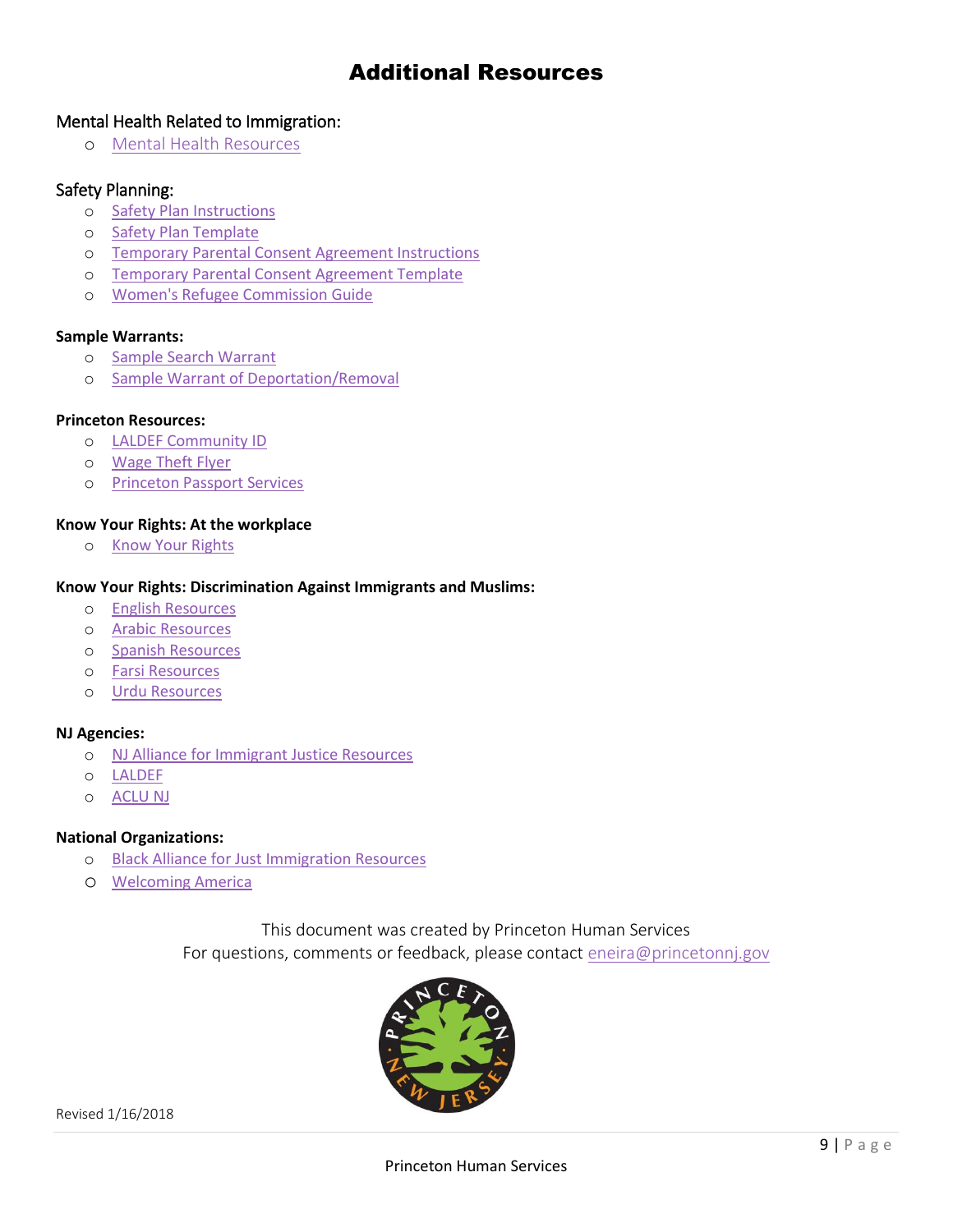# Additional Resources

## Mental Health Related to Immigration:

- Mental Health Resources

## Safety Planning:

- Safety Plan Instructions
- Safety Plan Template
- Temporary Parental Consent Agreement Instructions
- Temporary Parental Consent Agreement Template
- Women's Refugee Commission Guide

**Sample Warrants:**

- Sample Search Warrant
- Sample Warrant of Deportation/Removal

**Princeton Resources:**

- LALDEF Community ID
- Wage Theft Flyer
- Princeton Passport Services

**Know Your Rights: At the workplace**

- Know Your Rights

**Know Your Rights: Discrimination Against Immigrants and Muslims:**

- English Resources
- Arabic Resources
- Spanish Resources
- Farsi Resources
- Urdu Resources

**NJ Agencies:**

- NJ Alliance for Immigrant Justice Resources
- LALDEF
- ACLU NJ

**National Organizations:**

- Black Alliance for Just Immigration Resources
- Welcoming America

This document was created by Princeton Human Services
For questions, comments or feedback, please contact eneira@princetonnj.gov

Revised 1/16/2018